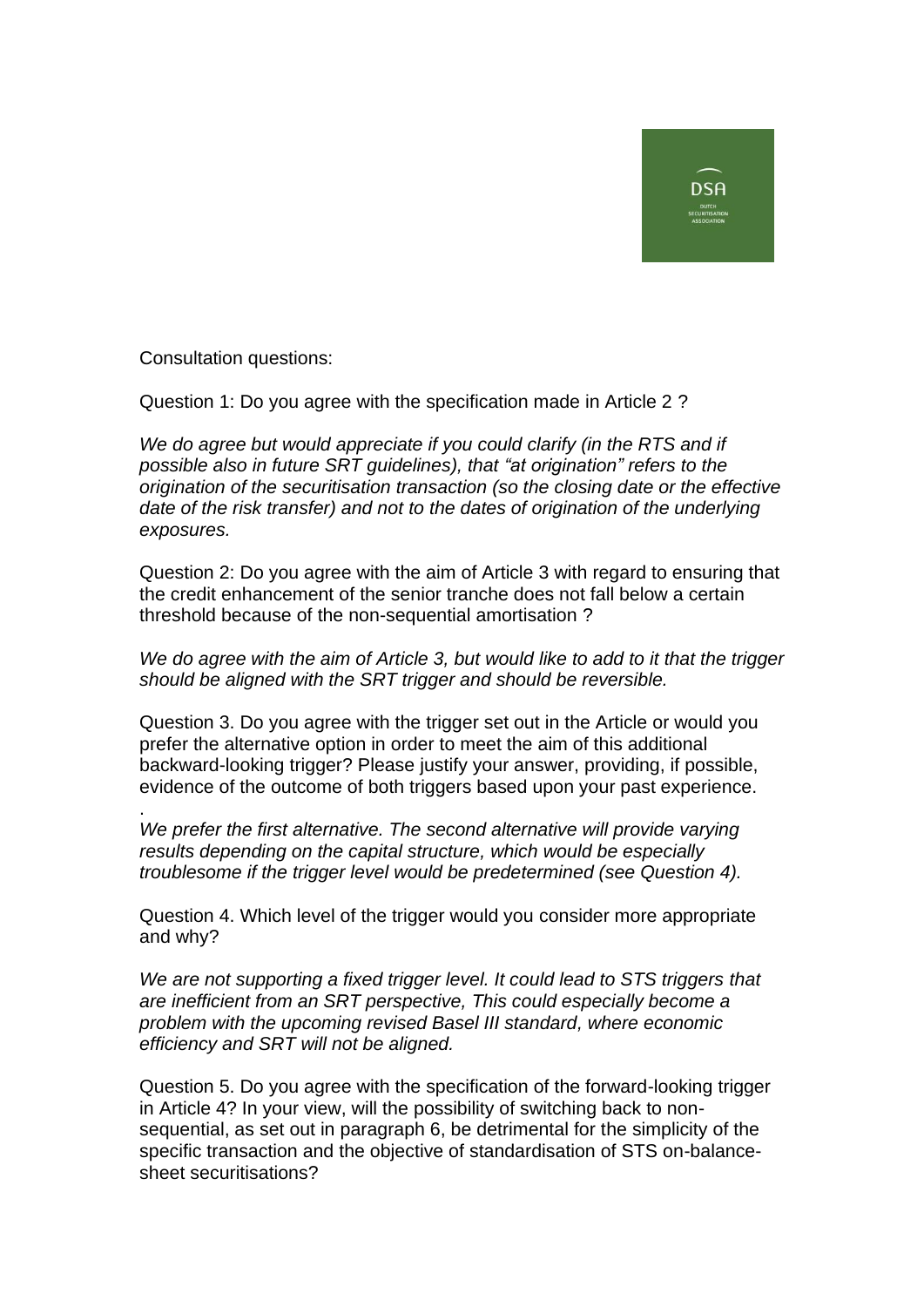Consultation questions:

Question 1: Do you agree with the specification made in Article 2 ?

*We do agree but would appreciate if you could clarify (in the RTS and if possible also in future SRT guidelines), that "at origination" refers to the origination of the securitisation transaction (so the closing date or the effective date of the risk transfer) and not to the dates of origination of the underlying exposures.*

Question 2: Do you agree with the aim of Article 3 with regard to ensuring that the credit enhancement of the senior tranche does not fall below a certain threshold because of the non-sequential amortisation ?

*We do agree with the aim of Article 3, but would like to add to it that the trigger should be aligned with the SRT trigger and should be reversible.*

Question 3. Do you agree with the trigger set out in the Article or would you prefer the alternative option in order to meet the aim of this additional backward-looking trigger? Please justify your answer, providing, if possible, evidence of the outcome of both triggers based upon your past experience.

.
*We prefer the first alternative. The second alternative will provide varying results depending on the capital structure, which would be especially troublesome if the trigger level would be predetermined (see Question 4).*

Question 4. Which level of the trigger would you consider more appropriate and why?

*We are not supporting a fixed trigger level. It could lead to STS triggers that are inefficient from an SRT perspective, This could especially become a problem with the upcoming revised Basel III standard, where economic efficiency and SRT will not be aligned.*

Question 5. Do you agree with the specification of the forward-looking trigger in Article 4? In your view, will the possibility of switching back to non-sequential, as set out in paragraph 6, be detrimental for the simplicity of the specific transaction and the objective of standardisation of STS on-balance-sheet securitisations?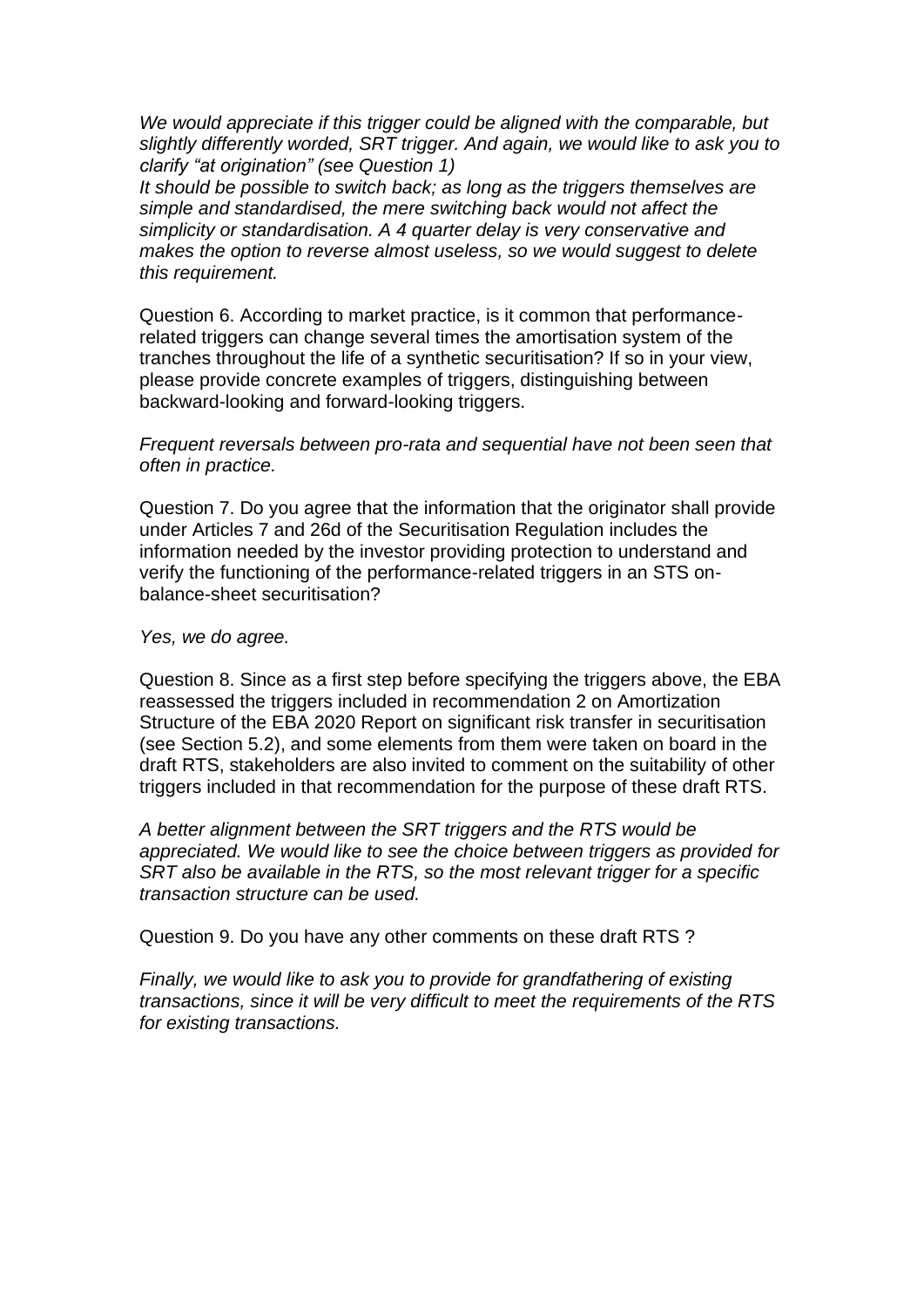*We would appreciate if this trigger could be aligned with the comparable, but slightly differently worded, SRT trigger. And again, we would like to ask you to clarify "at origination" (see Question 1)*
*It should be possible to switch back; as long as the triggers themselves are simple and standardised, the mere switching back would not affect the simplicity or standardisation. A 4 quarter delay is very conservative and makes the option to reverse almost useless, so we would suggest to delete this requirement.*

Question 6. According to market practice, is it common that performance-related triggers can change several times the amortisation system of the tranches throughout the life of a synthetic securitisation? If so in your view, please provide concrete examples of triggers, distinguishing between backward-looking and forward-looking triggers.

*Frequent reversals between pro-rata and sequential have not been seen that often in practice.*

Question 7. Do you agree that the information that the originator shall provide under Articles 7 and 26d of the Securitisation Regulation includes the information needed by the investor providing protection to understand and verify the functioning of the performance-related triggers in an STS on-balance-sheet securitisation?

*Yes, we do agree.*

Question 8. Since as a first step before specifying the triggers above, the EBA reassessed the triggers included in recommendation 2 on Amortization Structure of the EBA 2020 Report on significant risk transfer in securitisation (see Section 5.2), and some elements from them were taken on board in the draft RTS, stakeholders are also invited to comment on the suitability of other triggers included in that recommendation for the purpose of these draft RTS.

*A better alignment between the SRT triggers and the RTS would be appreciated. We would like to see the choice between triggers as provided for SRT also be available in the RTS, so the most relevant trigger for a specific transaction structure can be used.*

Question 9. Do you have any other comments on these draft RTS ?

*Finally, we would like to ask you to provide for grandfathering of existing transactions, since it will be very difficult to meet the requirements of the RTS for existing transactions.*